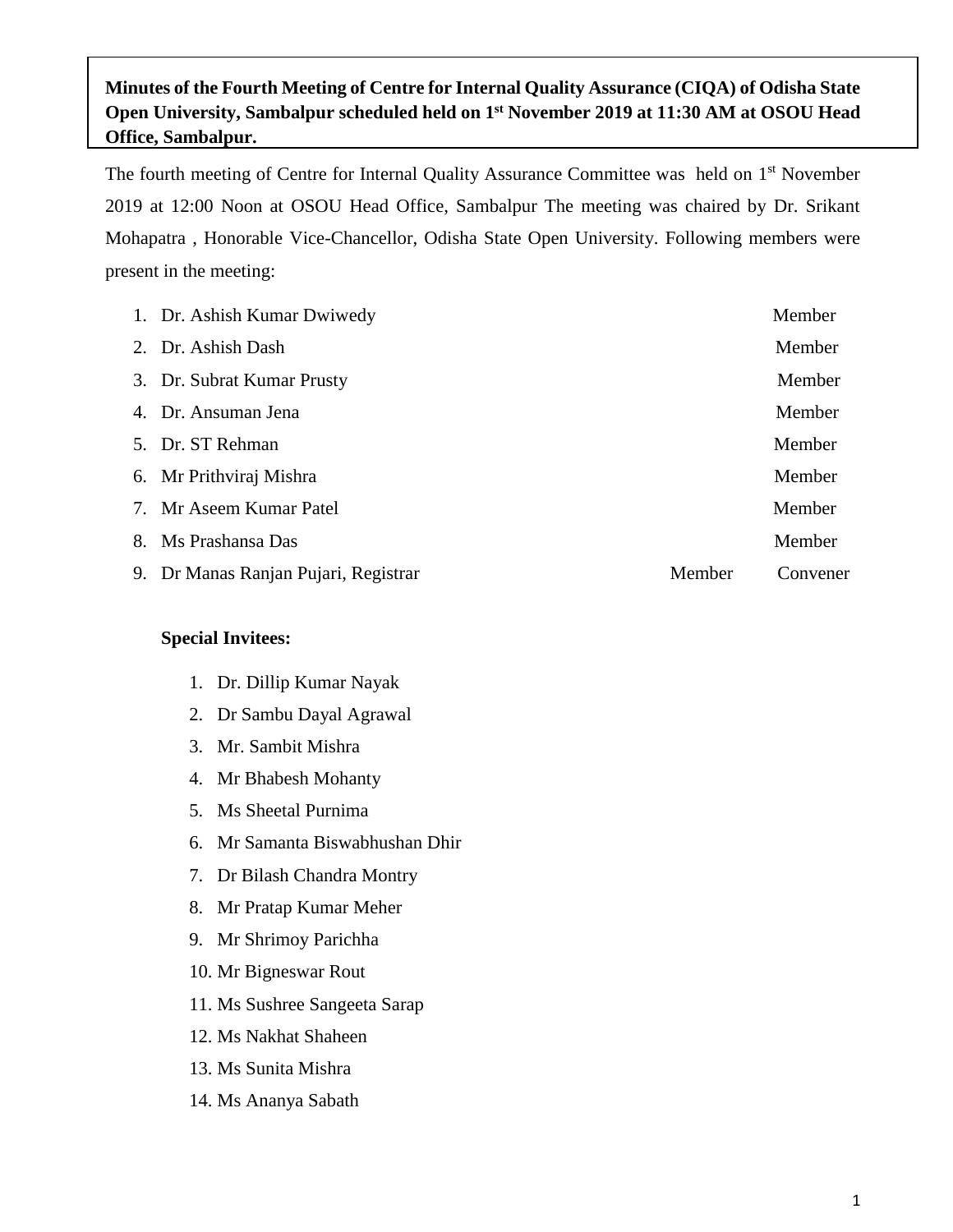**Minutes of the Fourth Meeting of Centre for Internal Quality Assurance (CIQA) of Odisha State Open University, Sambalpur scheduled held on 1st November 2019 at 11:30 AM at OSOU Head Office, Sambalpur.**

The fourth meeting of Centre for Internal Quality Assurance Committee was held on 1st November 2019 at 12:00 Noon at OSOU Head Office, Sambalpur The meeting was chaired by Dr. Srikant Mohapatra , Honorable Vice-Chancellor, Odisha State Open University. Following members were present in the meeting:

1. Dr. Ashish Kumar Dwiwedy — Member
2. Dr. Ashish Dash — Member
3. Dr. Subrat Kumar Prusty — Member
4. Dr. Ansuman Jena — Member
5. Dr. ST Rehman — Member
6. Mr Prithviraj Mishra — Member
7. Mr Aseem Kumar Patel — Member
8. Ms Prashansa Das — Member
9. Dr Manas Ranjan Pujari, Registrar — Member Convener

**Special Invitees:**

1. Dr. Dillip Kumar Nayak
2. Dr Sambu Dayal Agrawal
3. Mr. Sambit Mishra
4. Mr Bhabesh Mohanty
5. Ms Sheetal Purnima
6. Mr Samanta Biswabhushan Dhir
7. Dr Bilash Chandra Montry
8. Mr Pratap Kumar Meher
9. Mr Shrimoy Parichha
10. Mr Bigneswar Rout
11. Ms Sushree Sangeeta Sarap
12. Ms Nakhat Shaheen
13. Ms Sunita Mishra
14. Ms Ananya Sabath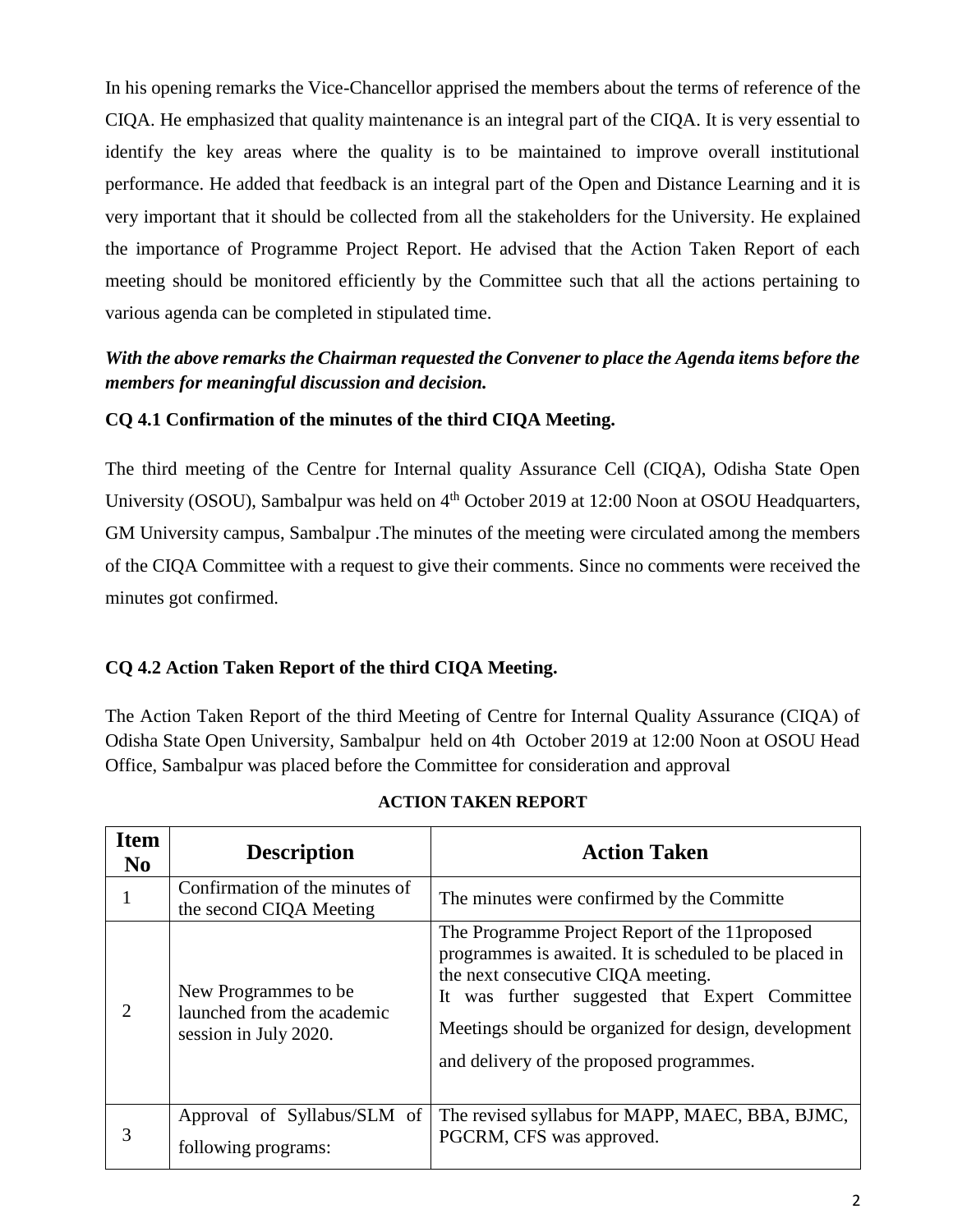In his opening remarks the Vice-Chancellor apprised the members about the terms of reference of the CIQA. He emphasized that quality maintenance is an integral part of the CIQA. It is very essential to identify the key areas where the quality is to be maintained to improve overall institutional performance. He added that feedback is an integral part of the Open and Distance Learning and it is very important that it should be collected from all the stakeholders for the University. He explained the importance of Programme Project Report. He advised that the Action Taken Report of each meeting should be monitored efficiently by the Committee such that all the actions pertaining to various agenda can be completed in stipulated time.

***With the above remarks the Chairman requested the Convener to place the Agenda items before the members for meaningful discussion and decision.***

**CQ 4.1 Confirmation of the minutes of the third CIQA Meeting.**

The third meeting of the Centre for Internal quality Assurance Cell (CIQA), Odisha State Open University (OSOU), Sambalpur was held on 4th October 2019 at 12:00 Noon at OSOU Headquarters, GM University campus, Sambalpur .The minutes of the meeting were circulated among the members of the CIQA Committee with a request to give their comments. Since no comments were received the minutes got confirmed.

**CQ 4.2 Action Taken Report of the third CIQA Meeting.**

The Action Taken Report of the third Meeting of Centre for Internal Quality Assurance (CIQA) of Odisha State Open University, Sambalpur held on 4th October 2019 at 12:00 Noon at OSOU Head Office, Sambalpur was placed before the Committee for consideration and approval

**ACTION TAKEN REPORT**

| Item No | Description | Action Taken |
|---|---|---|
| 1 | Confirmation of the minutes of the second CIQA Meeting | The minutes were confirmed by the Committe |
| 2 | New Programmes to be launched from the academic session in July 2020. | The Programme Project Report of the 11proposed programmes is awaited. It is scheduled to be placed in the next consecutive CIQA meeting. It was further suggested that Expert Committee Meetings should be organized for design, development and delivery of the proposed programmes. |
| 3 | Approval of Syllabus/SLM of following programs: | The revised syllabus for MAPP, MAEC, BBA, BJMC, PGCRM, CFS was approved. |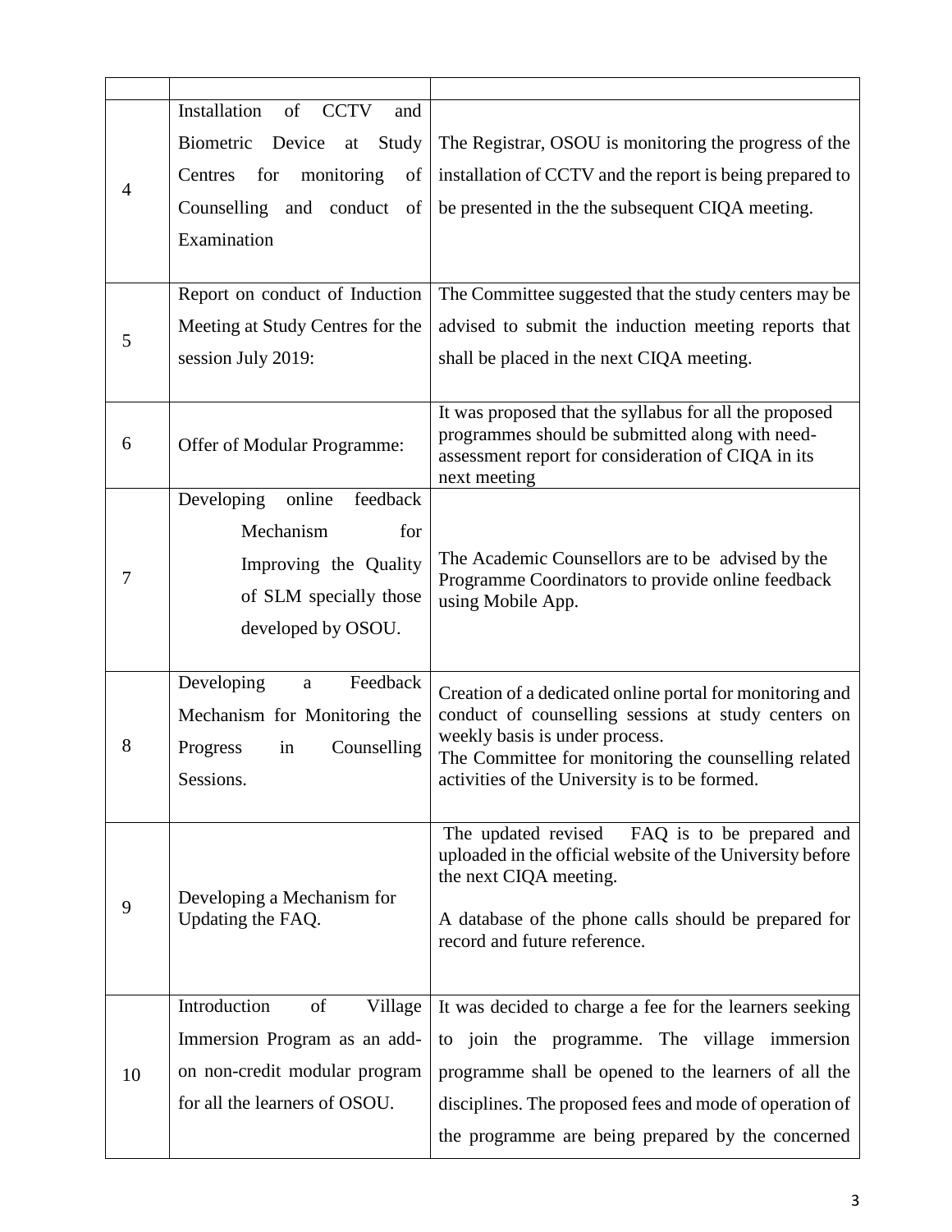| | | |
|---|---|---|
| 4 | Installation of CCTV and Biometric Device at Study Centres for monitoring of Counselling and conduct of Examination | The Registrar, OSOU is monitoring the progress of the installation of CCTV and the report is being prepared to be presented in the the subsequent CIQA meeting. |
| 5 | Report on conduct of Induction Meeting at Study Centres for the session July 2019: | The Committee suggested that the study centers may be advised to submit the induction meeting reports that shall be placed in the next CIQA meeting. |
| 6 | Offer of Modular Programme: | It was proposed that the syllabus for all the proposed programmes should be submitted along with need-assessment report for consideration of CIQA in its next meeting |
| 7 | Developing online feedback Mechanism for Improving the Quality of SLM specially those developed by OSOU. | The Academic Counsellors are to be advised by the Programme Coordinators to provide online feedback using Mobile App. |
| 8 | Developing a Feedback Mechanism for Monitoring the Progress in Counselling Sessions. | Creation of a dedicated online portal for monitoring and conduct of counselling sessions at study centers on weekly basis is under process.<br>The Committee for monitoring the counselling related activities of the University is to be formed. |
| 9 | Developing a Mechanism for Updating the FAQ. | The updated revised FAQ is to be prepared and uploaded in the official website of the University before the next CIQA meeting.<br><br>A database of the phone calls should be prepared for record and future reference. |
| 10 | Introduction of Village Immersion Program as an add-on non-credit modular program for all the learners of OSOU. | It was decided to charge a fee for the learners seeking to join the programme. The village immersion programme shall be opened to the learners of all the disciplines. The proposed fees and mode of operation of the programme are being prepared by the concerned |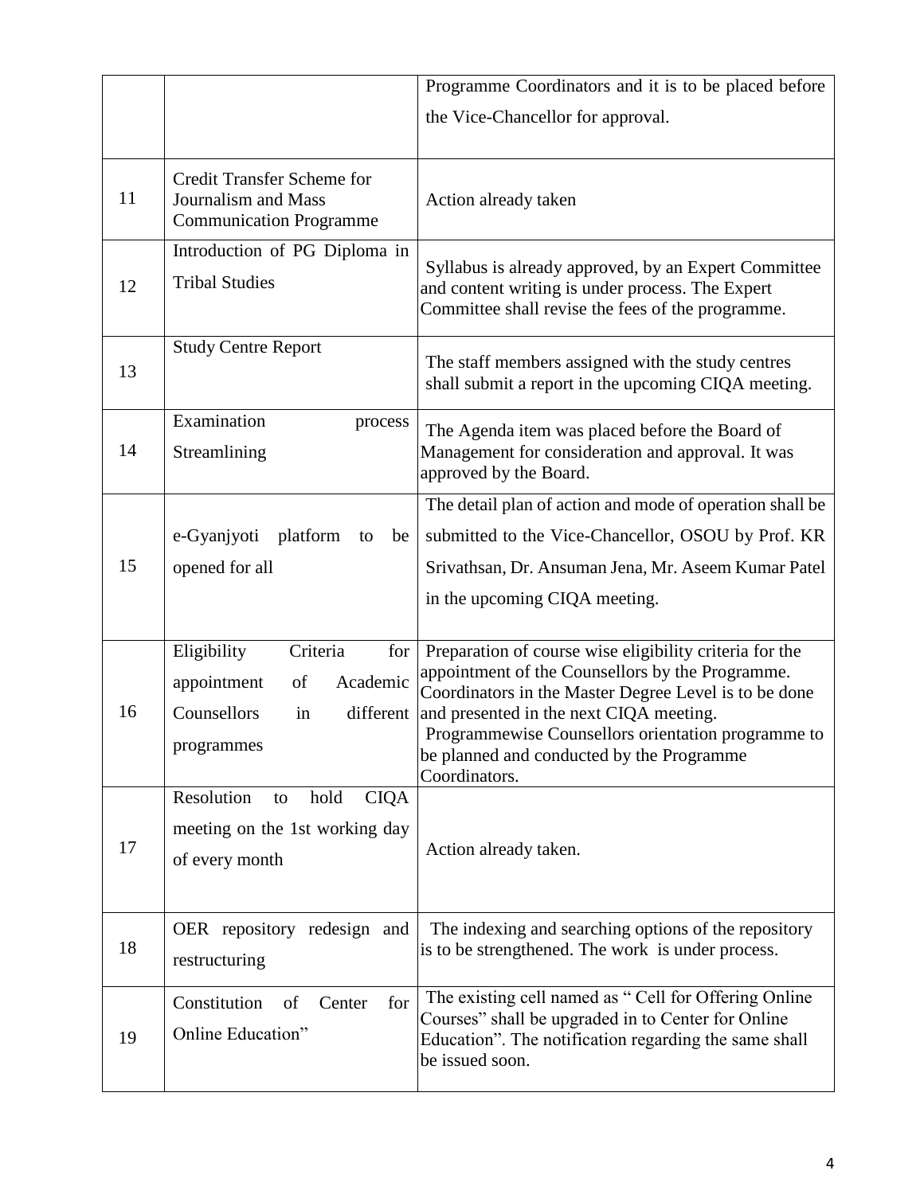| | | |
|---|---|---|
| | | Programme Coordinators and it is to be placed before the Vice-Chancellor for approval. |
| 11 | Credit Transfer Scheme for Journalism and Mass Communication Programme | Action already taken |
| 12 | Introduction of PG Diploma in Tribal Studies | Syllabus is already approved, by an Expert Committee and content writing is under process. The Expert Committee shall revise the fees of the programme. |
| 13 | Study Centre Report | The staff members assigned with the study centres shall submit a report in the upcoming CIQA meeting. |
| 14 | Examination process Streamlining | The Agenda item was placed before the Board of Management for consideration and approval. It was approved by the Board. |
| 15 | e-Gyanjyoti platform to be opened for all | The detail plan of action and mode of operation shall be submitted to the Vice-Chancellor, OSOU by Prof. KR Srivathsan, Dr. Ansuman Jena, Mr. Aseem Kumar Patel in the upcoming CIQA meeting. |
| 16 | Eligibility Criteria for appointment of Academic Counsellors in different programmes | Preparation of course wise eligibility criteria for the appointment of the Counsellors by the Programme. Coordinators in the Master Degree Level is to be done and presented in the next CIQA meeting.<br>Programmewise Counsellors orientation programme to be planned and conducted by the Programme Coordinators. |
| 17 | Resolution to hold CIQA meeting on the 1st working day of every month | Action already taken. |
| 18 | OER repository redesign and restructuring | The indexing and searching options of the repository is to be strengthened. The work is under process. |
| 19 | Constitution of Center for Online Education" | The existing cell named as " Cell for Offering Online Courses" shall be upgraded in to Center for Online Education". The notification regarding the same shall be issued soon. |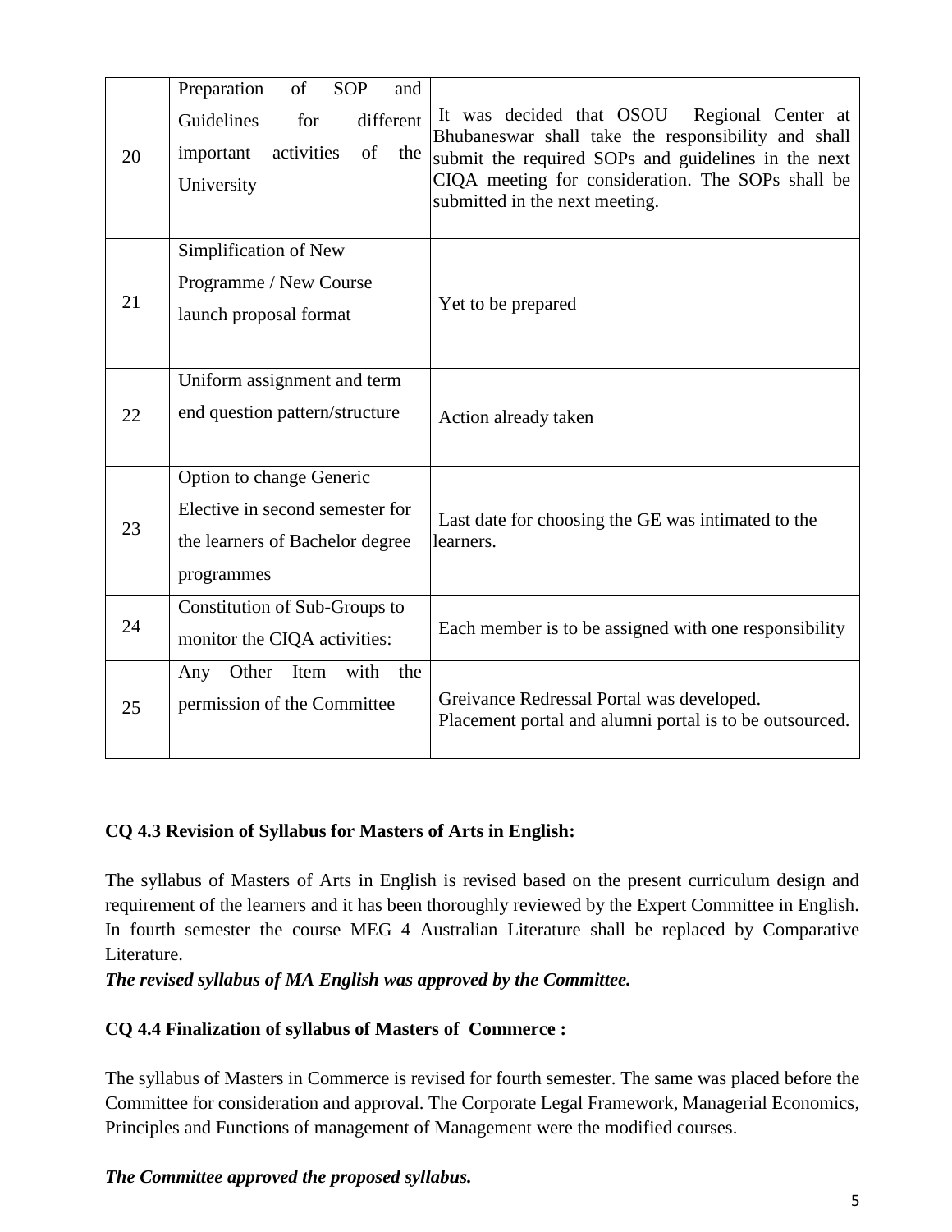| 20 | Preparation of SOP and Guidelines for different important activities of the University | It was decided that OSOU Regional Center at Bhubaneswar shall take the responsibility and shall submit the required SOPs and guidelines in the next CIQA meeting for consideration. The SOPs shall be submitted in the next meeting. |
|---|---|---|
| 21 | Simplification of New Programme / New Course launch proposal format | Yet to be prepared |
| 22 | Uniform assignment and term end question pattern/structure | Action already taken |
| 23 | Option to change Generic Elective in second semester for the learners of Bachelor degree programmes | Last date for choosing the GE was intimated to the learners. |
| 24 | Constitution of Sub-Groups to monitor the CIQA activities: | Each member is to be assigned with one responsibility |
| 25 | Any Other Item with the permission of the Committee | Greivance Redressal Portal was developed.<br>Placement portal and alumni portal is to be outsourced. |

**CQ 4.3 Revision of Syllabus for Masters of Arts in English:**

The syllabus of Masters of Arts in English is revised based on the present curriculum design and requirement of the learners and it has been thoroughly reviewed by the Expert Committee in English. In fourth semester the course MEG 4 Australian Literature shall be replaced by Comparative Literature.

***The revised syllabus of MA English was approved by the Committee.***

**CQ 4.4 Finalization of syllabus of Masters of Commerce :**

The syllabus of Masters in Commerce is revised for fourth semester. The same was placed before the Committee for consideration and approval. The Corporate Legal Framework, Managerial Economics, Principles and Functions of management of Management were the modified courses.

***The Committee approved the proposed syllabus.***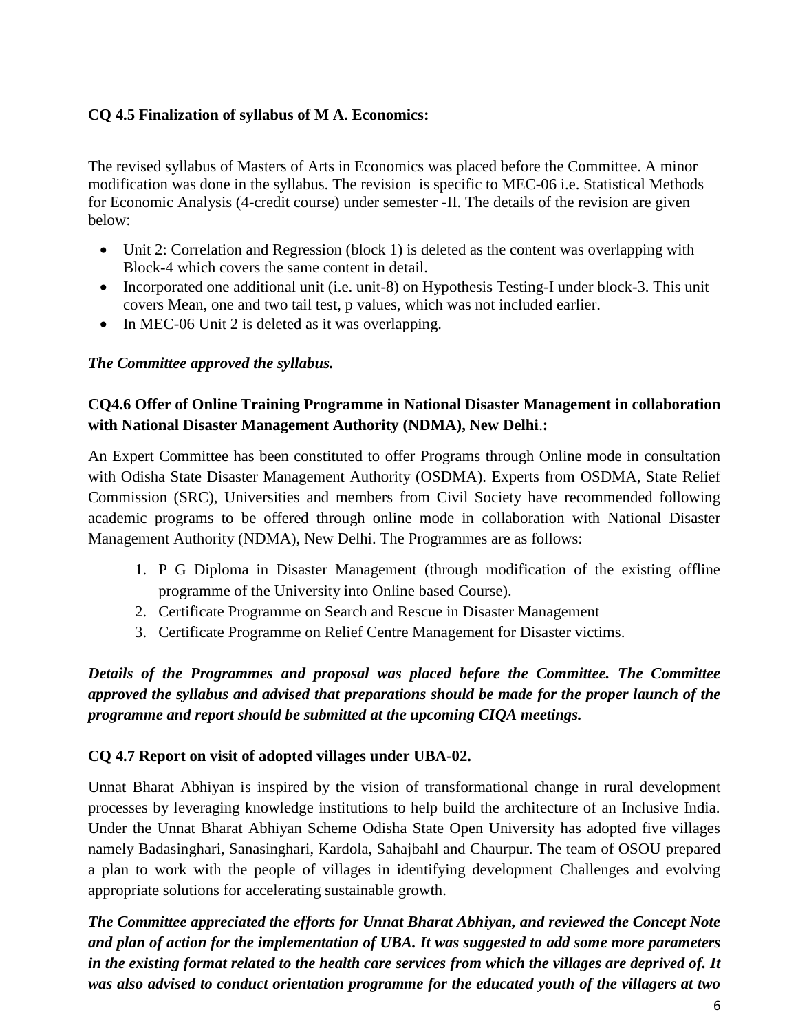**CQ 4.5 Finalization of syllabus of M A. Economics:**

The revised syllabus of Masters of Arts in Economics was placed before the Committee. A minor modification was done in the syllabus. The revision is specific to MEC-06 i.e. Statistical Methods for Economic Analysis (4-credit course) under semester -II. The details of the revision are given below:

- Unit 2: Correlation and Regression (block 1) is deleted as the content was overlapping with Block-4 which covers the same content in detail.
- Incorporated one additional unit (i.e. unit-8) on Hypothesis Testing-I under block-3. This unit covers Mean, one and two tail test, p values, which was not included earlier.
- In MEC-06 Unit 2 is deleted as it was overlapping.

***The Committee approved the syllabus.***

**CQ4.6 Offer of Online Training Programme in National Disaster Management in collaboration with National Disaster Management Authority (NDMA), New Delhi.:**

An Expert Committee has been constituted to offer Programs through Online mode in consultation with Odisha State Disaster Management Authority (OSDMA). Experts from OSDMA, State Relief Commission (SRC), Universities and members from Civil Society have recommended following academic programs to be offered through online mode in collaboration with National Disaster Management Authority (NDMA), New Delhi. The Programmes are as follows:

1. P G Diploma in Disaster Management (through modification of the existing offline programme of the University into Online based Course).
2. Certificate Programme on Search and Rescue in Disaster Management
3. Certificate Programme on Relief Centre Management for Disaster victims.

***Details of the Programmes and proposal was placed before the Committee. The Committee approved the syllabus and advised that preparations should be made for the proper launch of the programme and report should be submitted at the upcoming CIQA meetings.***

**CQ 4.7 Report on visit of adopted villages under UBA-02.**

Unnat Bharat Abhiyan is inspired by the vision of transformational change in rural development processes by leveraging knowledge institutions to help build the architecture of an Inclusive India. Under the Unnat Bharat Abhiyan Scheme Odisha State Open University has adopted five villages namely Badasinghari, Sanasinghari, Kardola, Sahajbahl and Chaurpur. The team of OSOU prepared a plan to work with the people of villages in identifying development Challenges and evolving appropriate solutions for accelerating sustainable growth.

***The Committee appreciated the efforts for Unnat Bharat Abhiyan, and reviewed the Concept Note and plan of action for the implementation of UBA. It was suggested to add some more parameters in the existing format related to the health care services from which the villages are deprived of. It was also advised to conduct orientation programme for the educated youth of the villagers at two***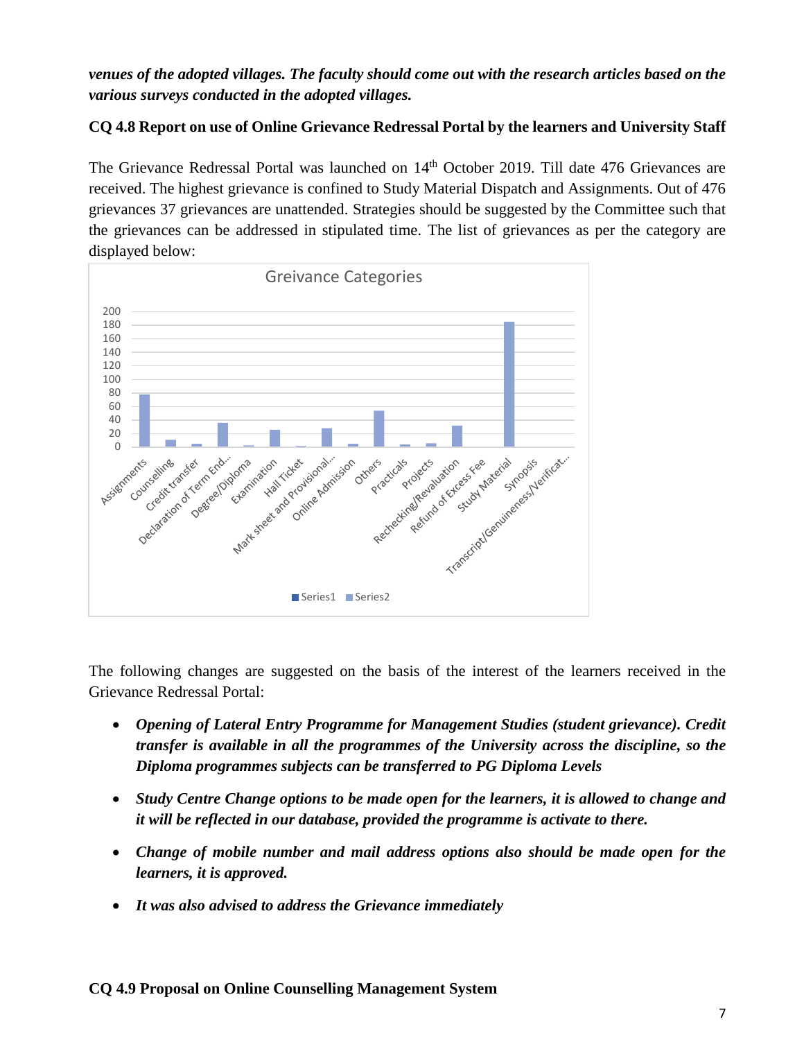***venues of the adopted villages. The faculty should come out with the research articles based on the various surveys conducted in the adopted villages.***

**CQ 4.8 Report on use of Online Grievance Redressal Portal by the learners and University Staff**

The Grievance Redressal Portal was launched on 14th October 2019. Till date 476 Grievances are received. The highest grievance is confined to Study Material Dispatch and Assignments. Out of 476 grievances 37 grievances are unattended. Strategies should be suggested by the Committee such that the grievances can be addressed in stipulated time. The list of grievances as per the category are displayed below:

Greivance Categories

The following changes are suggested on the basis of the interest of the learners received in the Grievance Redressal Portal:

- ***Opening of Lateral Entry Programme for Management Studies (student grievance). Credit transfer is available in all the programmes of the University across the discipline, so the Diploma programmes subjects can be transferred to PG Diploma Levels***
- ***Study Centre Change options to be made open for the learners, it is allowed to change and it will be reflected in our database, provided the programme is activate to there.***
- ***Change of mobile number and mail address options also should be made open for the learners, it is approved.***
- ***It was also advised to address the Grievance immediately***

**CQ 4.9 Proposal on Online Counselling Management System**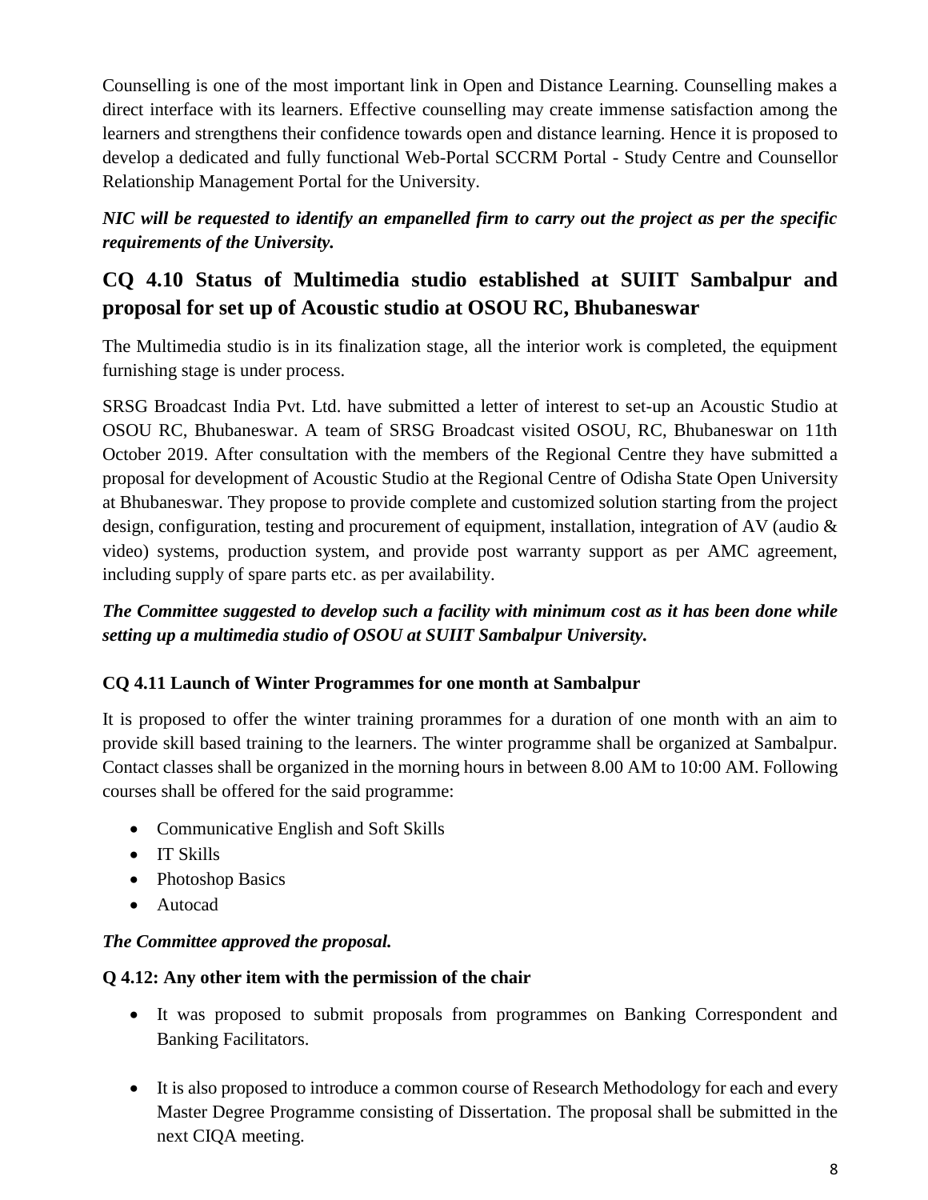Counselling is one of the most important link in Open and Distance Learning. Counselling makes a direct interface with its learners. Effective counselling may create immense satisfaction among the learners and strengthens their confidence towards open and distance learning. Hence it is proposed to develop a dedicated and fully functional Web-Portal SCCRM Portal - Study Centre and Counsellor Relationship Management Portal for the University.

***NIC will be requested to identify an empanelled firm to carry out the project as per the specific requirements of the University.***

## CQ 4.10 Status of Multimedia studio established at SUIIT Sambalpur and proposal for set up of Acoustic studio at OSOU RC, Bhubaneswar

The Multimedia studio is in its finalization stage, all the interior work is completed, the equipment furnishing stage is under process.

SRSG Broadcast India Pvt. Ltd. have submitted a letter of interest to set-up an Acoustic Studio at OSOU RC, Bhubaneswar. A team of SRSG Broadcast visited OSOU, RC, Bhubaneswar on 11th October 2019. After consultation with the members of the Regional Centre they have submitted a proposal for development of Acoustic Studio at the Regional Centre of Odisha State Open University at Bhubaneswar. They propose to provide complete and customized solution starting from the project design, configuration, testing and procurement of equipment, installation, integration of AV (audio & video) systems, production system, and provide post warranty support as per AMC agreement, including supply of spare parts etc. as per availability.

***The Committee suggested to develop such a facility with minimum cost as it has been done while setting up a multimedia studio of OSOU at SUIIT Sambalpur University.***

### CQ 4.11 Launch of Winter Programmes for one month at Sambalpur

It is proposed to offer the winter training prorammes for a duration of one month with an aim to provide skill based training to the learners. The winter programme shall be organized at Sambalpur. Contact classes shall be organized in the morning hours in between 8.00 AM to 10:00 AM. Following courses shall be offered for the said programme:

- Communicative English and Soft Skills
- IT Skills
- Photoshop Basics
- Autocad

***The Committee approved the proposal.***

### Q 4.12: Any other item with the permission of the chair

- It was proposed to submit proposals from programmes on Banking Correspondent and Banking Facilitators.
- It is also proposed to introduce a common course of Research Methodology for each and every Master Degree Programme consisting of Dissertation. The proposal shall be submitted in the next CIQA meeting.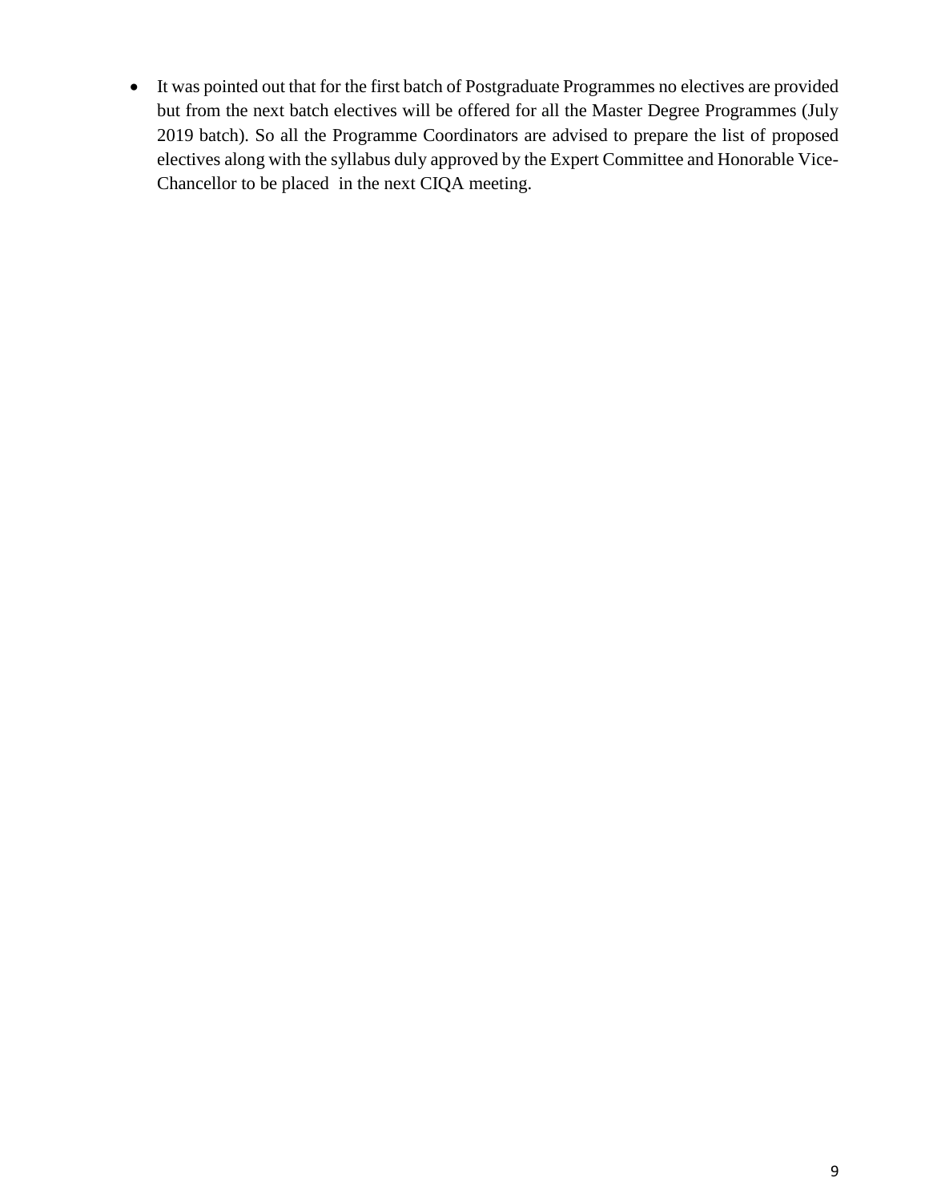- It was pointed out that for the first batch of Postgraduate Programmes no electives are provided but from the next batch electives will be offered for all the Master Degree Programmes (July 2019 batch). So all the Programme Coordinators are advised to prepare the list of proposed electives along with the syllabus duly approved by the Expert Committee and Honorable Vice-Chancellor to be placed in the next CIQA meeting.